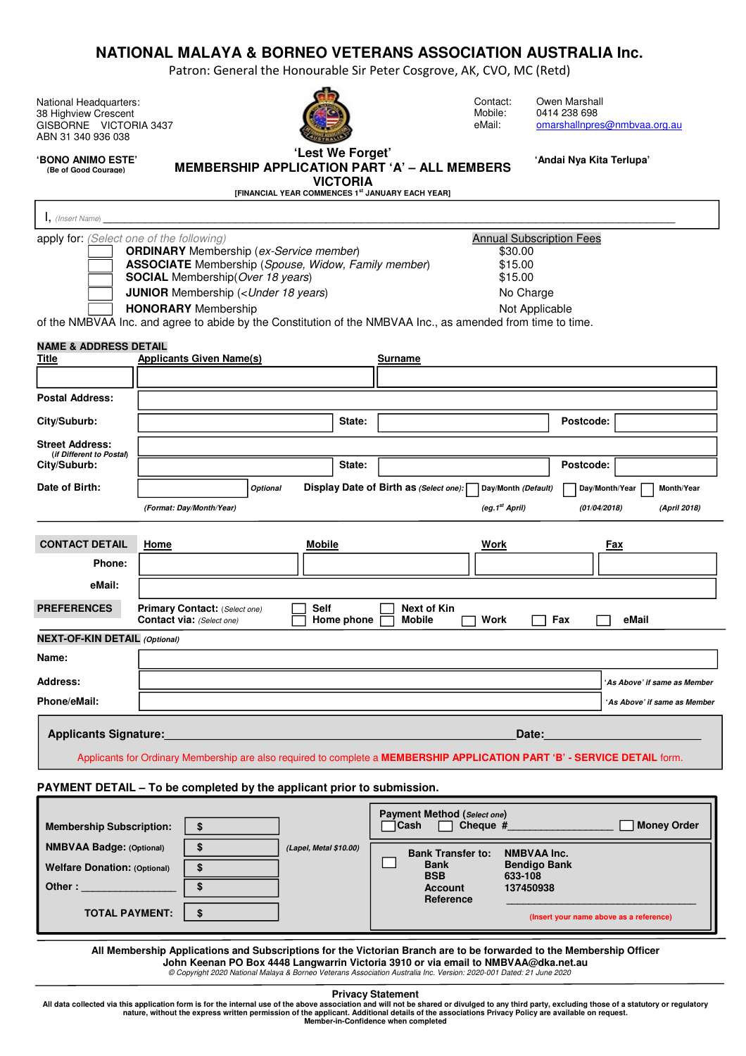# NATIONAL MALAYA & BORNEO VETERANS ASSOCIATION AUSTRALIA Inc.

Patron: General the Honourable Sir Peter Cosgrove, AK, CVO, MC (Retd)

National Headquarters:
38 Highview Crescent
GISBORNE VICTORIA 3437
ABN 31 340 936 038

Contact: Owen Marshall
Mobile: 0414 238 698
eMail: omarshallnpres@nmbvaa.org.au

**'BONO ANIMO ESTE'**
(Be of Good Courage)

**'Lest We Forget'**

**'Andai Nya Kita Terlupa'**

## MEMBERSHIP APPLICATION PART 'A' – ALL MEMBERS VICTORIA

**[FINANCIAL YEAR COMMENCES 1st JANUARY EACH YEAR]**

I, *(Insert Name)* ______________________________________________

apply for: *(Select one of the following)*

| | Membership | Annual Subscription Fees |
|---|---|---|
| ☐ | **ORDINARY** Membership (*ex-Service member*) | $30.00 |
| ☐ | **ASSOCIATE** Membership (*Spouse, Widow, Family member*) | $15.00 |
| ☐ | **SOCIAL** Membership(*Over 18 years*) | $15.00 |
| ☐ | **JUNIOR** Membership (*<Under 18 years*) | No Charge |
| ☐ | **HONORARY** Membership | Not Applicable |

of the NMBVAA Inc. and agree to abide by the Constitution of the NMBVAA Inc., as amended from time to time.

**NAME & ADDRESS DETAIL**

| Title | Applicants Given Name(s) | Surname |
|---|---|---|
| | | |

**Postal Address:** ______________________________

**City/Suburb:** ____________ **State:** ____________ **Postcode:** ________

**Street Address:** *(if Different to Postal)* ______________________________

**City/Suburb:** ____________ **State:** ____________ **Postcode:** ________

**Date of Birth:** ____________ *Optional* *(Format: Day/Month/Year)*

**Display Date of Birth as** *(Select one)*: ☐ Day/Month *(Default)* *(eg.1st April)* ☐ Day/Month/Year *(01/04/2018)* ☐ Month/Year *(April 2018)*

**CONTACT DETAIL**

| | Home | Mobile | Work | Fax |
|---|---|---|---|---|
| **Phone:** | | | | |
| **eMail:** | | | | |

**PREFERENCES**

**Primary Contact:** *(Select one)* ☐ Self ☐ Next of Kin

**Contact via:** *(Select one)* ☐ Home phone ☐ Mobile ☐ Work ☐ Fax ☐ eMail

**NEXT-OF-KIN DETAIL** *(Optional)*

**Name:** ______________________________

**Address:** ______________________________ *'As Above' if same as Member*

**Phone/eMail:** ______________________________ *'As Above' if same as Member*

**Applicants Signature:**______________________________ **Date:**______________

Applicants for Ordinary Membership are also required to complete a **MEMBERSHIP APPLICATION PART 'B' - SERVICE DETAIL** form.

**PAYMENT DETAIL – To be completed by the applicant prior to submission.**

| | | |
|---|---|---|
| **Membership Subscription:** | $ | |
| **NMBVAA Badge:** (Optional) | $ | *(Lapel, Metal $10.00)* |
| **Welfare Donation:** (Optional) | $ | |
| **Other :** ____________ | $ | |
| **TOTAL PAYMENT:** | $ | |

**Payment Method** *(Select one)*
☐ **Cash** ☐ **Cheque #**________________ ☐ **Money Order**

☐ **Bank Transfer to:** NMBVAA Inc.
**Bank** Bendigo Bank
**BSB** 633-108
**Account** 137450938
**Reference** ______________________________
(Insert your name above as a reference)

**All Membership Applications and Subscriptions for the Victorian Branch are to be forwarded to the Membership Officer John Keenan PO Box 4448 Langwarrin Victoria 3910 or via email to NMBVAA@dka.net.au**

*© Copyright 2020 National Malaya & Borneo Veterans Association Australia Inc. Version: 2020-001 Dated: 21 June 2020*

**Privacy Statement**

**All data collected via this application form is for the internal use of the above association and will not be shared or divulged to any third party, excluding those of a statutory or regulatory nature, without the express written permission of the applicant. Additional details of the associations Privacy Policy are available on request.**

**Member-in-Confidence when completed**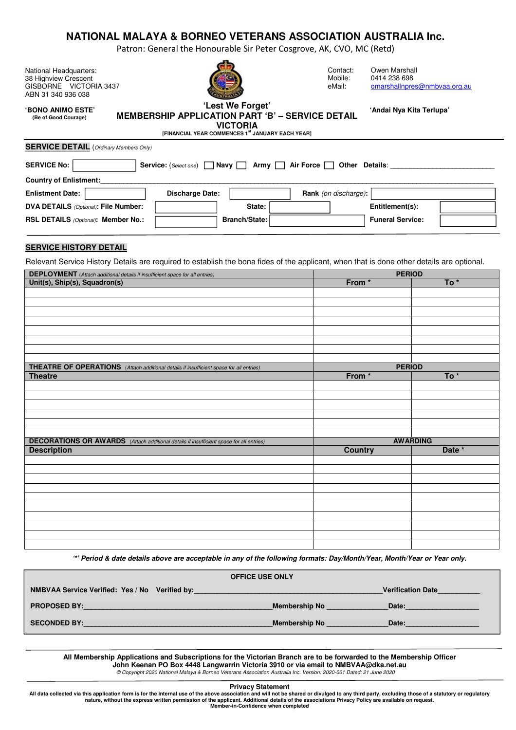# NATIONAL MALAYA & BORNEO VETERANS ASSOCIATION AUSTRALIA Inc.

Patron: General the Honourable Sir Peter Cosgrove, AK, CVO, MC (Retd)

National Headquarters:
38 Highview Crescent
GISBORNE VICTORIA 3437
ABN 31 340 936 038

Contact: Owen Marshall
Mobile: 0414 238 698
eMail: omarshallnpres@nmbvaa.org.au

**'BONO ANIMO ESTE'**
**(Be of Good Courage)**

**'Lest We Forget'**

**'Andai Nya Kita Terlupa'**

## MEMBERSHIP APPLICATION PART 'B' – SERVICE DETAIL VICTORIA

**[FINANCIAL YEAR COMMENCES 1st JANUARY EACH YEAR]**

## SERVICE DETAIL (*Ordinary Members Only*)

**SERVICE No:** ______ **Service:** (*Select one*) ☐ **Navy** ☐ **Army** ☐ **Air Force** ☐ **Other** **Details**: __________________________

**Country of Enlistment:** __________________________

**Enlistment Date:** ______ **Discharge Date:** ______ **Rank** (*on discharge*): ______

**DVA DETAILS** (*Optional*): **File Number:** ______ **State:** ______ **Entitlement(s):** ______

**RSL DETAILS** (*Optional*): **Member No.:** ______ **Branch/State:** ______ **Funeral Service:** ______

## SERVICE HISTORY DETAIL

Relevant Service History Details are required to establish the bona fides of the applicant, when that is done other details are optional.

| **DEPLOYMENT** (*Attach additional details if insufficient space for all entries*) | **PERIOD** | |
|---|---|---|
| **Unit(s), Ship(s), Squadron(s)** | **From \*** | **To \*** |
| | | |
| | | |
| | | |
| | | |
| | | |
| | | |
| | | |
| | | |

| **THEATRE OF OPERATIONS** (*Attach additional details if insufficient space for all entries*) | **PERIOD** | |
|---|---|---|
| **Theatre** | **From \*** | **To \*** |
| | | |
| | | |
| | | |
| | | |
| | | |
| | | |

| **DECORATIONS OR AWARDS** (*Attach additional details if insufficient space for all entries*) | **AWARDING** | |
|---|---|---|
| **Description** | **Country** | **Date \*** |
| | | |
| | | |
| | | |
| | | |
| | | |
| | | |
| | | |
| | | |
| | | |
| | | |

***'\*' Period & date details above are acceptable in any of the following formats: Day/Month/Year, Month/Year or Year only.***

**OFFICE USE ONLY**

**NMBVAA Service Verified: Yes / No Verified by:** __________________________ **Verification Date** __________

**PROPOSED BY:** __________________________ **Membership No** __________ **Date:** __________

**SECONDED BY:** __________________________ **Membership No** __________ **Date:** __________

**All Membership Applications and Subscriptions for the Victorian Branch are to be forwarded to the Membership Officer John Keenan PO Box 4448 Langwarrin Victoria 3910 or via email to NMBVAA@dka.net.au**

*© Copyright 2020 National Malaya & Borneo Veterans Association Australia Inc. Version: 2020-001 Dated: 21 June 2020*

**Privacy Statement**

**All data collected via this application form is for the internal use of the above association and will not be shared or divulged to any third party, excluding those of a statutory or regulatory nature, without the express written permission of the applicant. Additional details of the associations Privacy Policy are available on request.**

**Member-in-Confidence when completed**